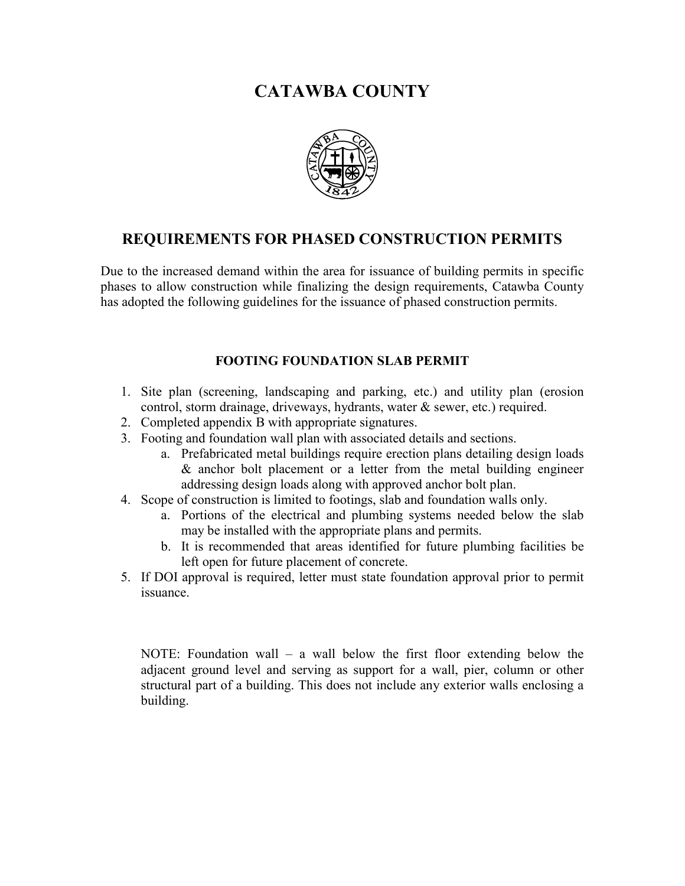# CATAWBA COUNTY

## REQUIREMENTS FOR PHASED CONSTRUCTION PERMITS

Due to the increased demand within the area for issuance of building permits in specific phases to allow construction while finalizing the design requirements, Catawba County has adopted the following guidelines for the issuance of phased construction permits.

### FOOTING FOUNDATION SLAB PERMIT

1. Site plan (screening, landscaping and parking, etc.) and utility plan (erosion control, storm drainage, driveways, hydrants, water & sewer, etc.) required.
2. Completed appendix B with appropriate signatures.
3. Footing and foundation wall plan with associated details and sections.
   a. Prefabricated metal buildings require erection plans detailing design loads & anchor bolt placement or a letter from the metal building engineer addressing design loads along with approved anchor bolt plan.
4. Scope of construction is limited to footings, slab and foundation walls only.
   a. Portions of the electrical and plumbing systems needed below the slab may be installed with the appropriate plans and permits.
   b. It is recommended that areas identified for future plumbing facilities be left open for future placement of concrete.
5. If DOI approval is required, letter must state foundation approval prior to permit issuance.

NOTE: Foundation wall – a wall below the first floor extending below the adjacent ground level and serving as support for a wall, pier, column or other structural part of a building. This does not include any exterior walls enclosing a building.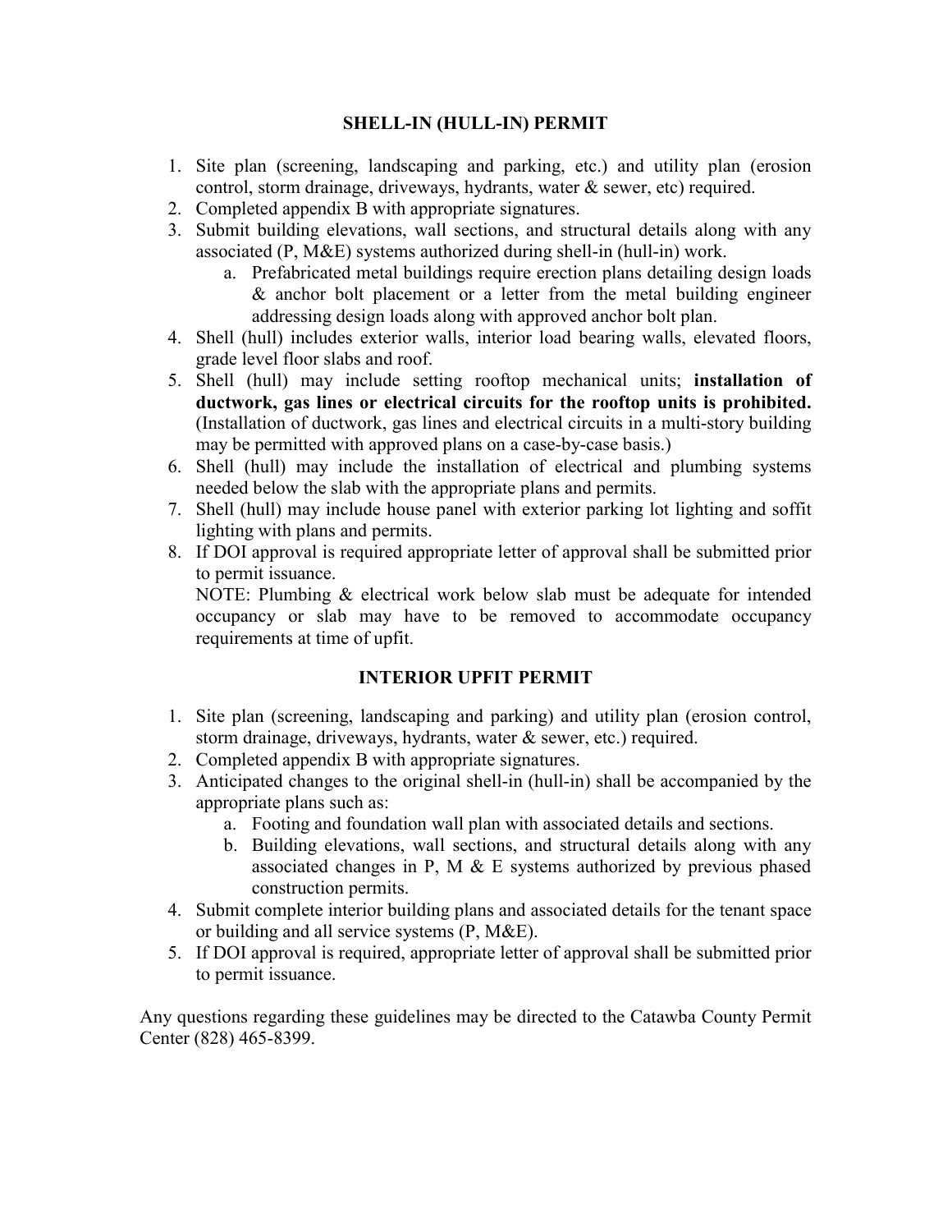## SHELL-IN (HULL-IN) PERMIT

1. Site plan (screening, landscaping and parking, etc.) and utility plan (erosion control, storm drainage, driveways, hydrants, water & sewer, etc) required.
2. Completed appendix B with appropriate signatures.
3. Submit building elevations, wall sections, and structural details along with any associated (P, M&E) systems authorized during shell-in (hull-in) work.
   a. Prefabricated metal buildings require erection plans detailing design loads & anchor bolt placement or a letter from the metal building engineer addressing design loads along with approved anchor bolt plan.
4. Shell (hull) includes exterior walls, interior load bearing walls, elevated floors, grade level floor slabs and roof.
5. Shell (hull) may include setting rooftop mechanical units; **installation of ductwork, gas lines or electrical circuits for the rooftop units is prohibited.** (Installation of ductwork, gas lines and electrical circuits in a multi-story building may be permitted with approved plans on a case-by-case basis.)
6. Shell (hull) may include the installation of electrical and plumbing systems needed below the slab with the appropriate plans and permits.
7. Shell (hull) may include house panel with exterior parking lot lighting and soffit lighting with plans and permits.
8. If DOI approval is required appropriate letter of approval shall be submitted prior to permit issuance.

   NOTE: Plumbing & electrical work below slab must be adequate for intended occupancy or slab may have to be removed to accommodate occupancy requirements at time of upfit.

## INTERIOR UPFIT PERMIT

1. Site plan (screening, landscaping and parking) and utility plan (erosion control, storm drainage, driveways, hydrants, water & sewer, etc.) required.
2. Completed appendix B with appropriate signatures.
3. Anticipated changes to the original shell-in (hull-in) shall be accompanied by the appropriate plans such as:
   a. Footing and foundation wall plan with associated details and sections.
   b. Building elevations, wall sections, and structural details along with any associated changes in P, M & E systems authorized by previous phased construction permits.
4. Submit complete interior building plans and associated details for the tenant space or building and all service systems (P, M&E).
5. If DOI approval is required, appropriate letter of approval shall be submitted prior to permit issuance.

Any questions regarding these guidelines may be directed to the Catawba County Permit Center (828) 465-8399.